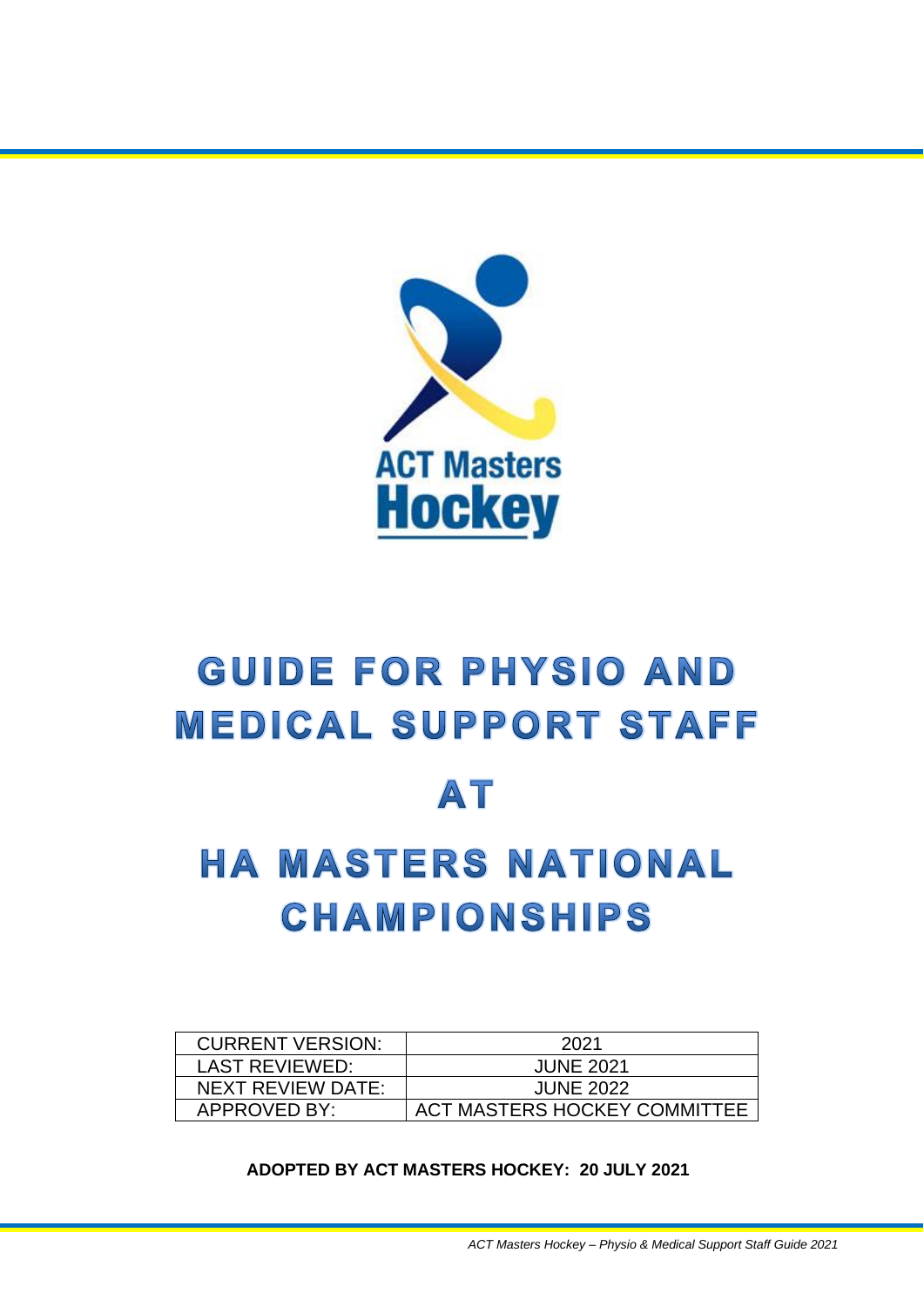ACT Masters
Hockey

# GUIDE FOR PHYSIO AND MEDICAL SUPPORT STAFF

# AT

# HA MASTERS NATIONAL CHAMPIONSHIPS

| CURRENT VERSION: | 2021 |
| --- | --- |
| LAST REVIEWED: | JUNE 2021 |
| NEXT REVIEW DATE: | JUNE 2022 |
| APPROVED BY: | ACT MASTERS HOCKEY COMMITTEE |

**ADOPTED BY ACT MASTERS HOCKEY: 20 JULY 2021**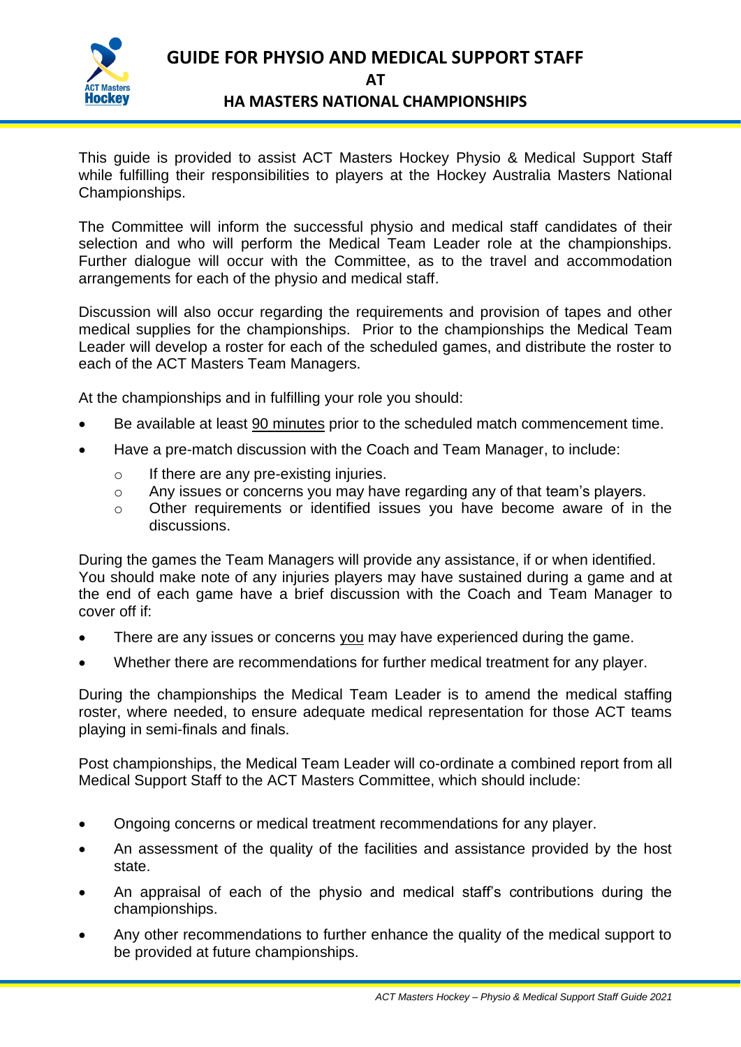# GUIDE FOR PHYSIO AND MEDICAL SUPPORT STAFF

## AT

## HA MASTERS NATIONAL CHAMPIONSHIPS

This guide is provided to assist ACT Masters Hockey Physio & Medical Support Staff while fulfilling their responsibilities to players at the Hockey Australia Masters National Championships.

The Committee will inform the successful physio and medical staff candidates of their selection and who will perform the Medical Team Leader role at the championships. Further dialogue will occur with the Committee, as to the travel and accommodation arrangements for each of the physio and medical staff.

Discussion will also occur regarding the requirements and provision of tapes and other medical supplies for the championships. Prior to the championships the Medical Team Leader will develop a roster for each of the scheduled games, and distribute the roster to each of the ACT Masters Team Managers.

At the championships and in fulfilling your role you should:

- Be available at least 90 minutes prior to the scheduled match commencement time.
- Have a pre-match discussion with the Coach and Team Manager, to include:
  - If there are any pre-existing injuries.
  - Any issues or concerns you may have regarding any of that team's players.
  - Other requirements or identified issues you have become aware of in the discussions.

During the games the Team Managers will provide any assistance, if or when identified. You should make note of any injuries players may have sustained during a game and at the end of each game have a brief discussion with the Coach and Team Manager to cover off if:

- There are any issues or concerns you may have experienced during the game.
- Whether there are recommendations for further medical treatment for any player.

During the championships the Medical Team Leader is to amend the medical staffing roster, where needed, to ensure adequate medical representation for those ACT teams playing in semi-finals and finals.

Post championships, the Medical Team Leader will co-ordinate a combined report from all Medical Support Staff to the ACT Masters Committee, which should include:

- Ongoing concerns or medical treatment recommendations for any player.
- An assessment of the quality of the facilities and assistance provided by the host state.
- An appraisal of each of the physio and medical staff's contributions during the championships.
- Any other recommendations to further enhance the quality of the medical support to be provided at future championships.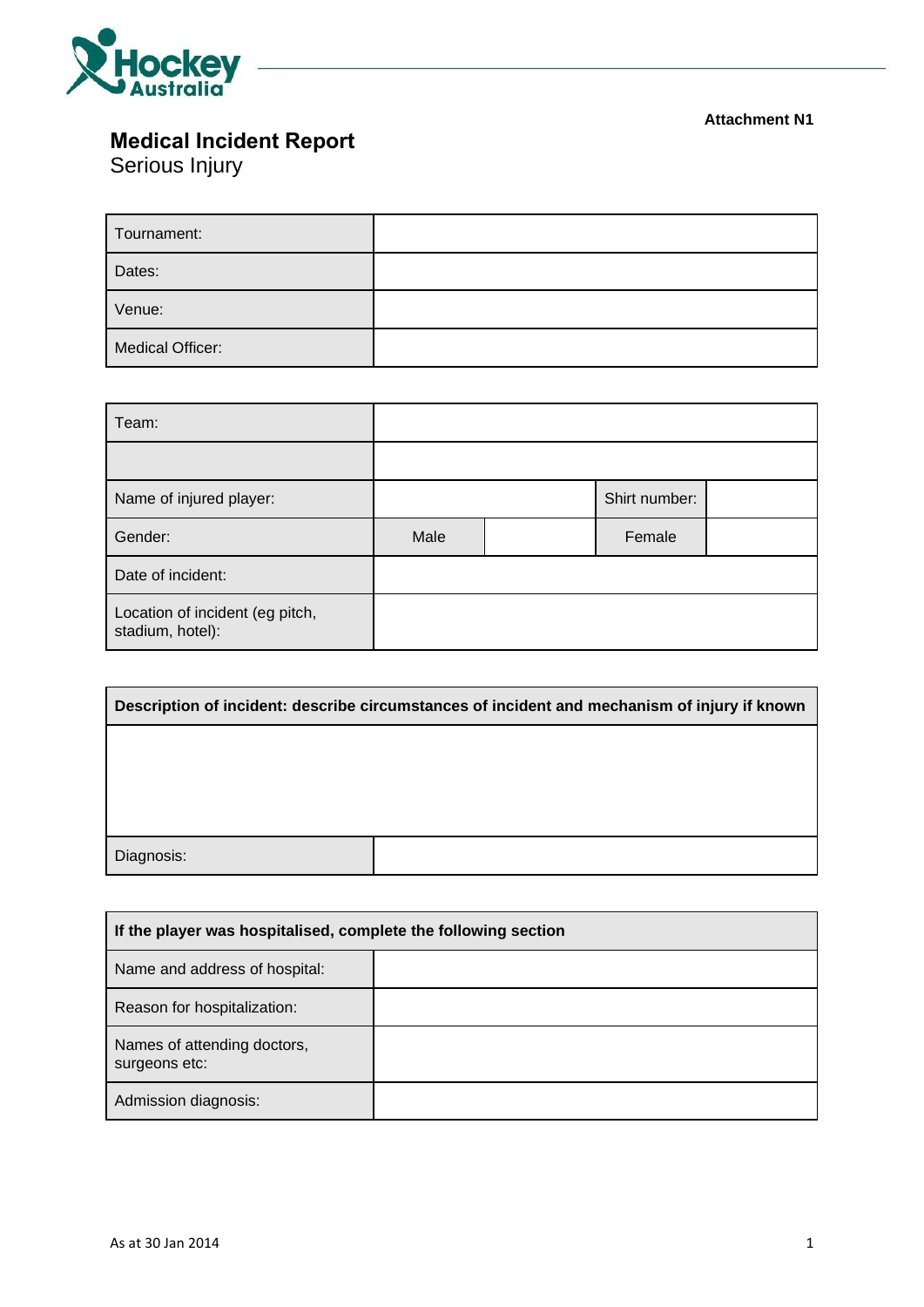Attachment N1

# Medical Incident Report

## Serious Injury

| Tournament: | |
|---|---|
| Dates: | |
| Venue: | |
| Medical Officer: | |

| Team: | | | |
|---|---|---|---|
| | | | |
| Name of injured player: | | Shirt number: | |
| Gender: | Male | Female | |
| Date of incident: | | | |
| Location of incident (eg pitch, stadium, hotel): | | | |

| **Description of incident: describe circumstances of incident and mechanism of injury if known** | |
|---|---|
| | |
| Diagnosis: | |

| **If the player was hospitalised, complete the following section** | |
|---|---|
| Name and address of hospital: | |
| Reason for hospitalization: | |
| Names of attending doctors, surgeons etc: | |
| Admission diagnosis: | |

As at 30 Jan 2014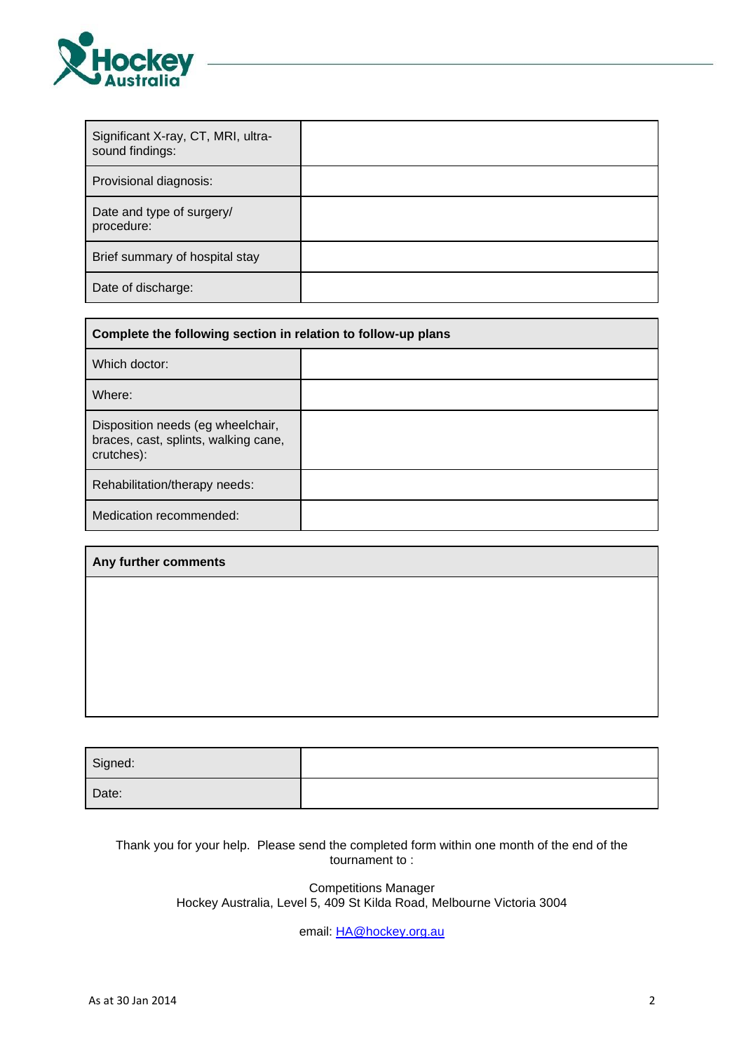| Significant X-ray, CT, MRI, ultra-sound findings: | |
|---|---|
| Provisional diagnosis: | |
| Date and type of surgery/ procedure: | |
| Brief summary of hospital stay | |
| Date of discharge: | |

| **Complete the following section in relation to follow-up plans** | |
|---|---|
| Which doctor: | |
| Where: | |
| Disposition needs (eg wheelchair, braces, cast, splints, walking cane, crutches): | |
| Rehabilitation/therapy needs: | |
| Medication recommended: | |

| **Any further comments** |
|---|
| |

| Signed: | |
|---|---|
| Date: | |

Thank you for your help. Please send the completed form within one month of the end of the tournament to :

Competitions Manager
Hockey Australia, Level 5, 409 St Kilda Road, Melbourne Victoria 3004

email: HA@hockey.org.au

As at 30 Jan 2014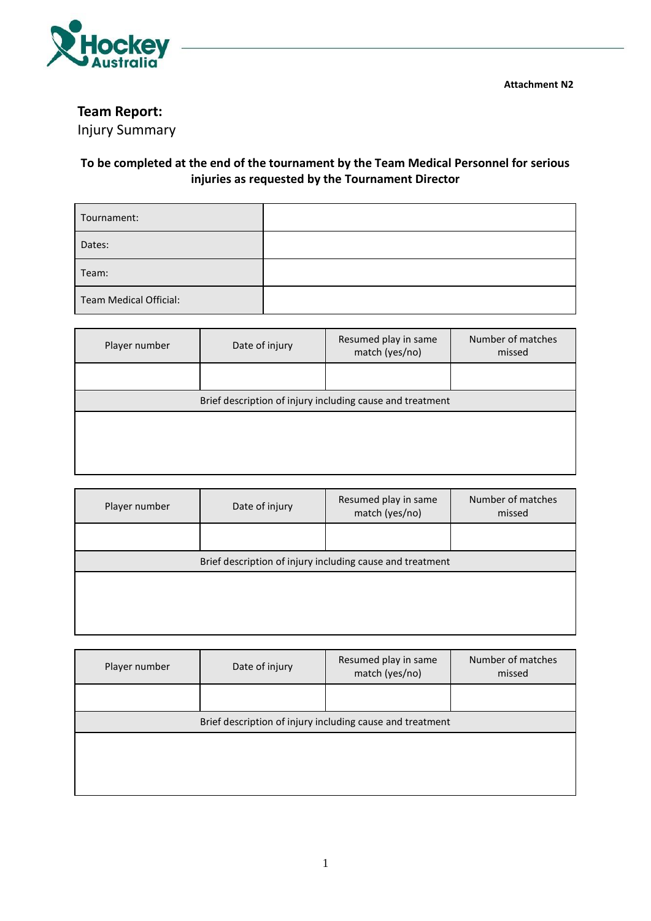Attachment N2

## Team Report:

Injury Summary

**To be completed at the end of the tournament by the Team Medical Personnel for serious injuries as requested by the Tournament Director**

| Tournament: | |
|---|---|
| Dates: | |
| Team: | |
| Team Medical Official: | |

| Player number | Date of injury | Resumed play in same match (yes/no) | Number of matches missed |
|---|---|---|---|
| | | | |
| Brief description of injury including cause and treatment | | | |
| | | | |

| Player number | Date of injury | Resumed play in same match (yes/no) | Number of matches missed |
|---|---|---|---|
| | | | |
| Brief description of injury including cause and treatment | | | |
| | | | |

| Player number | Date of injury | Resumed play in same match (yes/no) | Number of matches missed |
|---|---|---|---|
| | | | |
| Brief description of injury including cause and treatment | | | |
| | | | |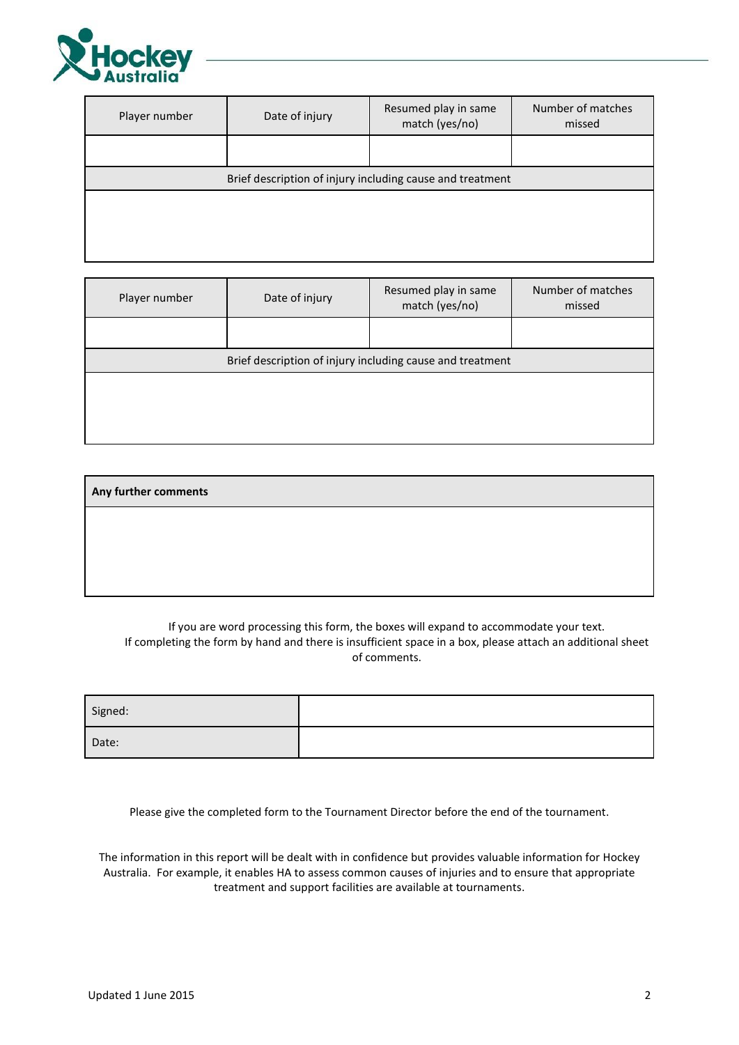| Player number | Date of injury | Resumed play in same match (yes/no) | Number of matches missed |
|---|---|---|---|
| | | | |
| Brief description of injury including cause and treatment | | | |
| | | | |

| Player number | Date of injury | Resumed play in same match (yes/no) | Number of matches missed |
|---|---|---|---|
| | | | |
| Brief description of injury including cause and treatment | | | |
| | | | |

| **Any further comments** |
|---|
| |

If you are word processing this form, the boxes will expand to accommodate your text.
If completing the form by hand and there is insufficient space in a box, please attach an additional sheet of comments.

| | |
|---|---|
| Signed: | |
| Date: | |

Please give the completed form to the Tournament Director before the end of the tournament.

The information in this report will be dealt with in confidence but provides valuable information for Hockey Australia. For example, it enables HA to assess common causes of injuries and to ensure that appropriate treatment and support facilities are available at tournaments.

Updated 1 June 2015